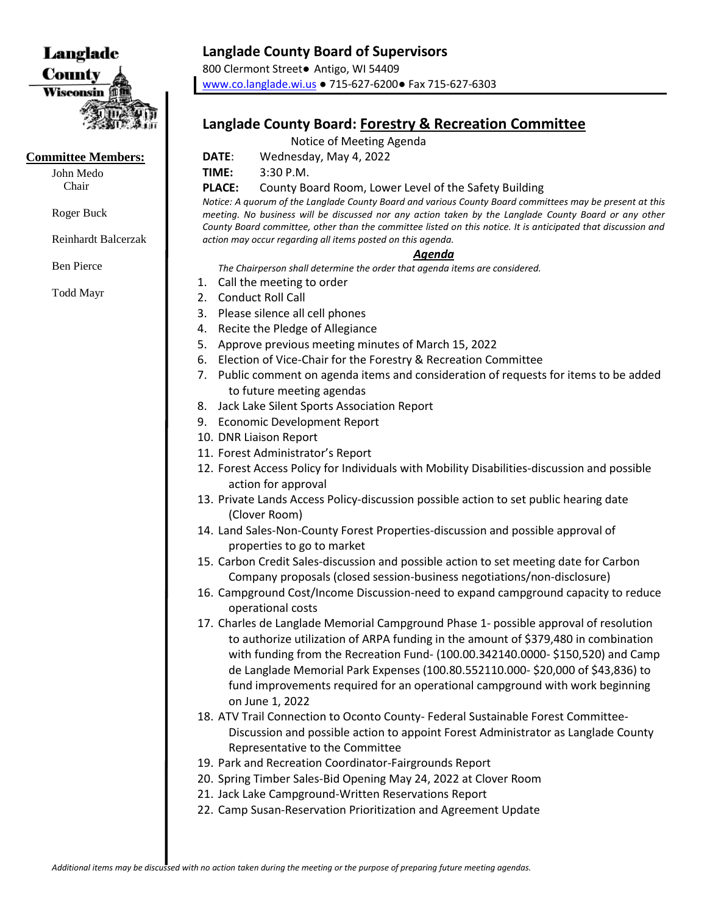Langlade County Wisconsin

**Committee Members:**

John Medo
Chair

Roger Buck

Reinhardt Balcerzak

Ben Pierce

Todd Mayr

## Langlade County Board of Supervisors

800 Clermont Street● Antigo, WI 54409
www.co.langlade.wi.us ● 715-627-6200● Fax 715-627-6303

## Langlade County Board: Forestry & Recreation Committee

Notice of Meeting Agenda

**DATE**: Wednesday, May 4, 2022

**TIME:** 3:30 P.M.

**PLACE:** County Board Room, Lower Level of the Safety Building

*Notice: A quorum of the Langlade County Board and various County Board committees may be present at this meeting. No business will be discussed nor any action taken by the Langlade County Board or any other County Board committee, other than the committee listed on this notice. It is anticipated that discussion and action may occur regarding all items posted on this agenda.*

***Agenda***

*The Chairperson shall determine the order that agenda items are considered.*

1. Call the meeting to order
2. Conduct Roll Call
3. Please silence all cell phones
4. Recite the Pledge of Allegiance
5. Approve previous meeting minutes of March 15, 2022
6. Election of Vice-Chair for the Forestry & Recreation Committee
7. Public comment on agenda items and consideration of requests for items to be added to future meeting agendas
8. Jack Lake Silent Sports Association Report
9. Economic Development Report
10. DNR Liaison Report
11. Forest Administrator's Report
12. Forest Access Policy for Individuals with Mobility Disabilities-discussion and possible action for approval
13. Private Lands Access Policy-discussion possible action to set public hearing date (Clover Room)
14. Land Sales-Non-County Forest Properties-discussion and possible approval of properties to go to market
15. Carbon Credit Sales-discussion and possible action to set meeting date for Carbon Company proposals (closed session-business negotiations/non-disclosure)
16. Campground Cost/Income Discussion-need to expand campground capacity to reduce operational costs
17. Charles de Langlade Memorial Campground Phase 1- possible approval of resolution to authorize utilization of ARPA funding in the amount of $379,480 in combination with funding from the Recreation Fund- (100.00.342140.0000- $150,520) and Camp de Langlade Memorial Park Expenses (100.80.552110.000- $20,000 of $43,836) to fund improvements required for an operational campground with work beginning on June 1, 2022
18. ATV Trail Connection to Oconto County- Federal Sustainable Forest Committee- Discussion and possible action to appoint Forest Administrator as Langlade County Representative to the Committee
19. Park and Recreation Coordinator-Fairgrounds Report
20. Spring Timber Sales-Bid Opening May 24, 2022 at Clover Room
21. Jack Lake Campground-Written Reservations Report
22. Camp Susan-Reservation Prioritization and Agreement Update

*Additional items may be discussed with no action taken during the meeting or the purpose of preparing future meeting agendas.*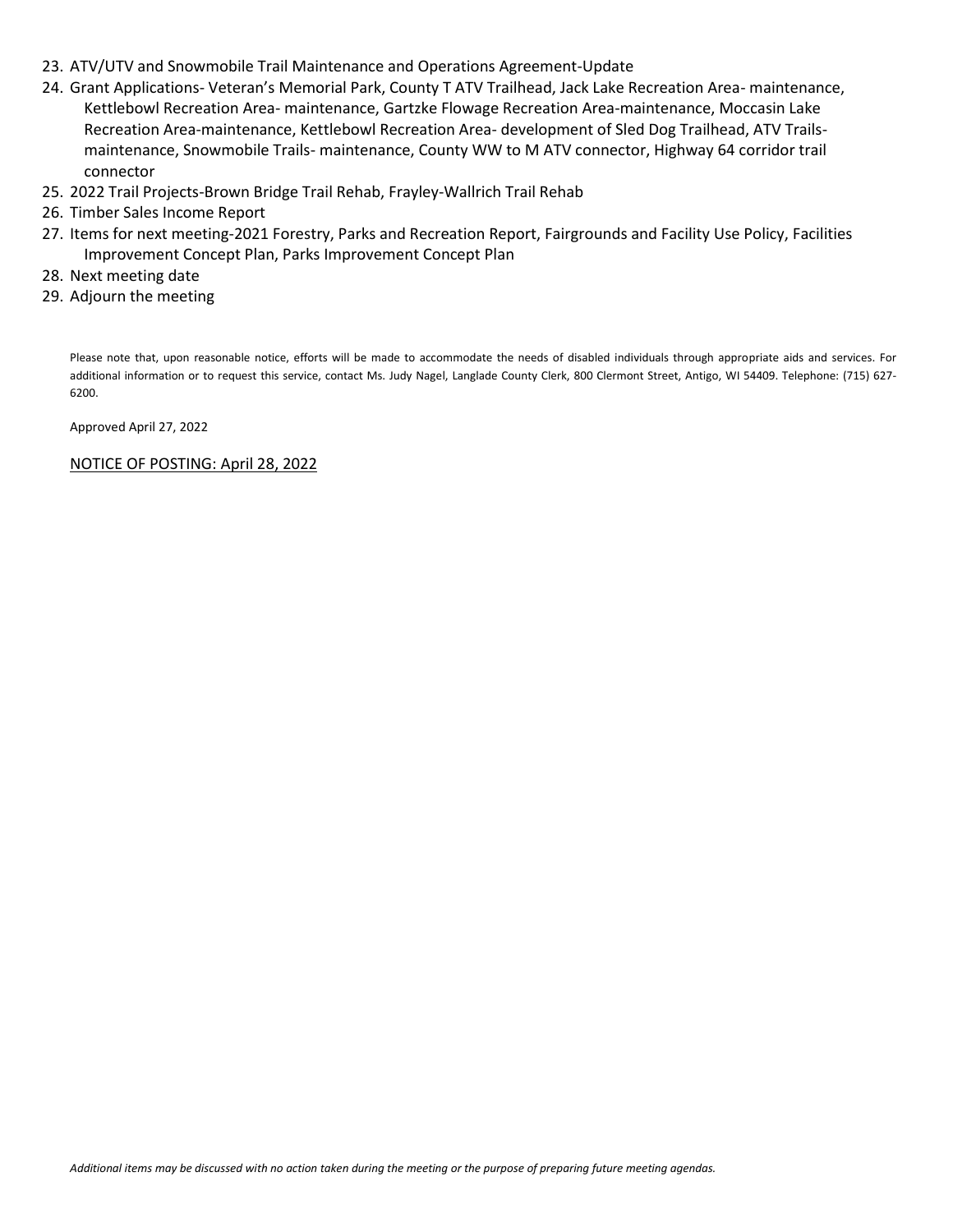23. ATV/UTV and Snowmobile Trail Maintenance and Operations Agreement-Update
24. Grant Applications- Veteran's Memorial Park, County T ATV Trailhead, Jack Lake Recreation Area- maintenance, Kettlebowl Recreation Area- maintenance, Gartzke Flowage Recreation Area-maintenance, Moccasin Lake Recreation Area-maintenance, Kettlebowl Recreation Area- development of Sled Dog Trailhead, ATV Trails- maintenance, Snowmobile Trails- maintenance, County WW to M ATV connector, Highway 64 corridor trail connector
25. 2022 Trail Projects-Brown Bridge Trail Rehab, Frayley-Wallrich Trail Rehab
26. Timber Sales Income Report
27. Items for next meeting-2021 Forestry, Parks and Recreation Report, Fairgrounds and Facility Use Policy, Facilities Improvement Concept Plan, Parks Improvement Concept Plan
28. Next meeting date
29. Adjourn the meeting

Please note that, upon reasonable notice, efforts will be made to accommodate the needs of disabled individuals through appropriate aids and services. For additional information or to request this service, contact Ms. Judy Nagel, Langlade County Clerk, 800 Clermont Street, Antigo, WI 54409. Telephone: (715) 627-6200.

Approved April 27, 2022

<u>NOTICE OF POSTING: April 28, 2022</u>

*Additional items may be discussed with no action taken during the meeting or the purpose of preparing future meeting agendas.*